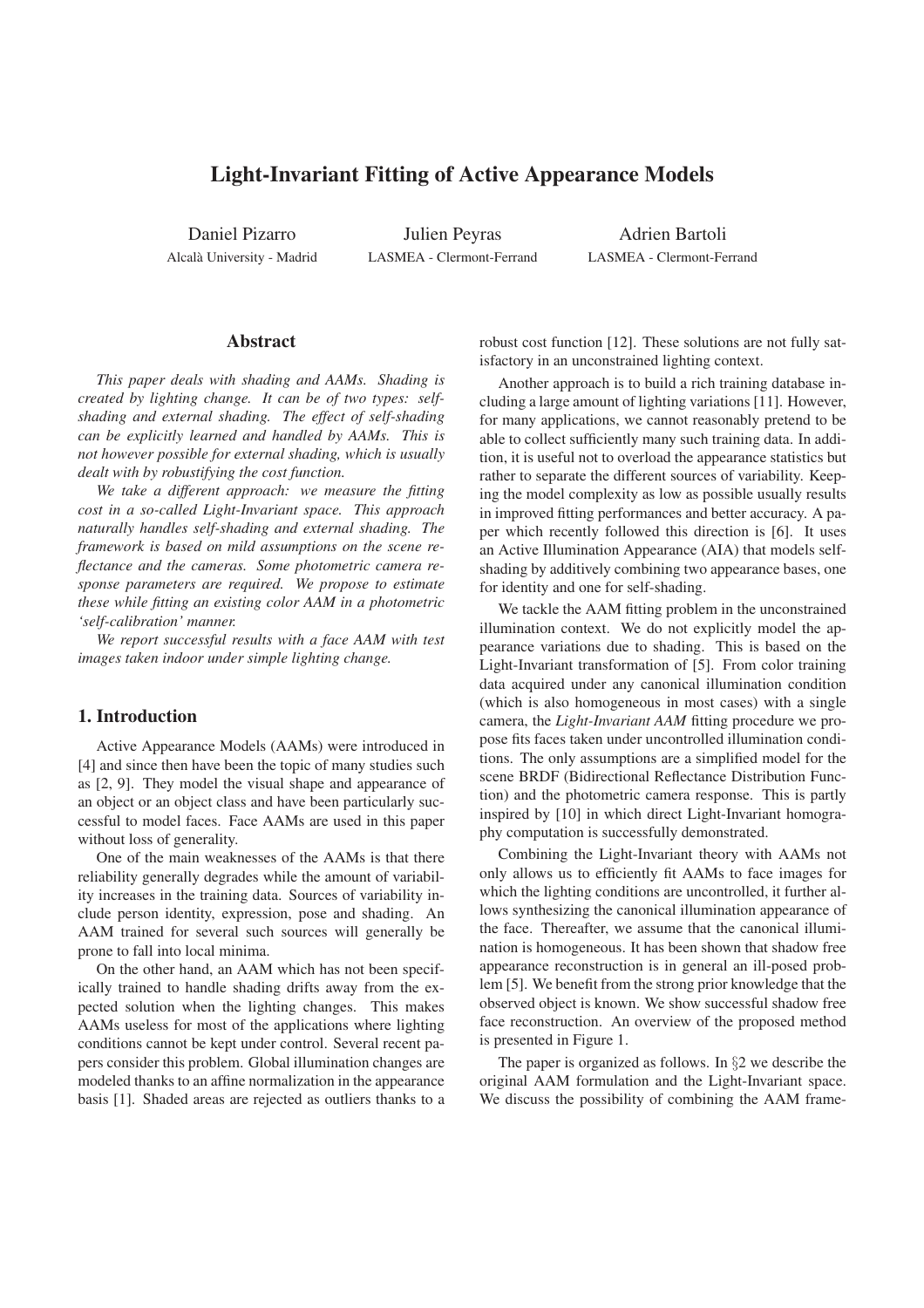# Light-Invariant Fitting of Active Appearance Models

Daniel Pizarro
Alcalà University - Madrid

Julien Peyras
LASMEA - Clermont-Ferrand

Adrien Bartoli
LASMEA - Clermont-Ferrand

## Abstract

*This paper deals with shading and AAMs. Shading is created by lighting change. It can be of two types: self-shading and external shading. The effect of self-shading can be explicitly learned and handled by AAMs. This is not however possible for external shading, which is usually dealt with by robustifying the cost function.*

*We take a different approach: we measure the fitting cost in a so-called Light-Invariant space. This approach naturally handles self-shading and external shading. The framework is based on mild assumptions on the scene reflectance and the cameras. Some photometric camera response parameters are required. We propose to estimate these while fitting an existing color AAM in a photometric 'self-calibration' manner.*

*We report successful results with a face AAM with test images taken indoor under simple lighting change.*

## 1. Introduction

Active Appearance Models (AAMs) were introduced in [4] and since then have been the topic of many studies such as [2, 9]. They model the visual shape and appearance of an object or an object class and have been particularly successful to model faces. Face AAMs are used in this paper without loss of generality.

One of the main weaknesses of the AAMs is that there reliability generally degrades while the amount of variability increases in the training data. Sources of variability include person identity, expression, pose and shading. An AAM trained for several such sources will generally be prone to fall into local minima.

On the other hand, an AAM which has not been specifically trained to handle shading drifts away from the expected solution when the lighting changes. This makes AAMs useless for most of the applications where lighting conditions cannot be kept under control. Several recent papers consider this problem. Global illumination changes are modeled thanks to an affine normalization in the appearance basis [1]. Shaded areas are rejected as outliers thanks to a robust cost function [12]. These solutions are not fully satisfactory in an unconstrained lighting context.

Another approach is to build a rich training database including a large amount of lighting variations [11]. However, for many applications, we cannot reasonably pretend to be able to collect sufficiently many such training data. In addition, it is useful not to overload the appearance statistics but rather to separate the different sources of variability. Keeping the model complexity as low as possible usually results in improved fitting performances and better accuracy. A paper which recently followed this direction is [6]. It uses an Active Illumination Appearance (AIA) that models self-shading by additively combining two appearance bases, one for identity and one for self-shading.

We tackle the AAM fitting problem in the unconstrained illumination context. We do not explicitly model the appearance variations due to shading. This is based on the Light-Invariant transformation of [5]. From color training data acquired under any canonical illumination condition (which is also homogeneous in most cases) with a single camera, the *Light-Invariant AAM* fitting procedure we propose fits faces taken under uncontrolled illumination conditions. The only assumptions are a simplified model for the scene BRDF (Bidirectional Reflectance Distribution Function) and the photometric camera response. This is partly inspired by [10] in which direct Light-Invariant homography computation is successfully demonstrated.

Combining the Light-Invariant theory with AAMs not only allows us to efficiently fit AAMs to face images for which the lighting conditions are uncontrolled, it further allows synthesizing the canonical illumination appearance of the face. Thereafter, we assume that the canonical illumination is homogeneous. It has been shown that shadow free appearance reconstruction is in general an ill-posed problem [5]. We benefit from the strong prior knowledge that the observed object is known. We show successful shadow free face reconstruction. An overview of the proposed method is presented in Figure 1.

The paper is organized as follows. In §2 we describe the original AAM formulation and the Light-Invariant space. We discuss the possibility of combining the AAM frame-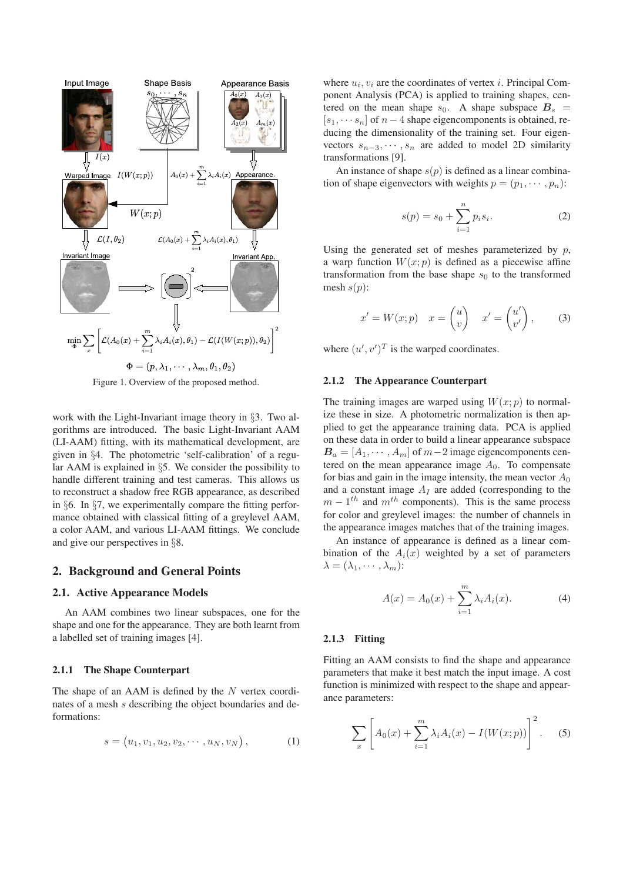Figure 1. Overview of the proposed method.

work with the Light-Invariant image theory in §3. Two algorithms are introduced. The basic Light-Invariant AAM (LI-AAM) fitting, with its mathematical development, are given in §4. The photometric 'self-calibration' of a regular AAM is explained in §5. We consider the possibility to handle different training and test cameras. This allows us to reconstruct a shadow free RGB appearance, as described in §6. In §7, we experimentally compare the fitting performance obtained with classical fitting of a greylevel AAM, a color AAM, and various LI-AAM fittings. We conclude and give our perspectives in §8.

## 2. Background and General Points

### 2.1. Active Appearance Models

An AAM combines two linear subspaces, one for the shape and one for the appearance. They are both learnt from a labelled set of training images [4].

#### 2.1.1 The Shape Counterpart

The shape of an AAM is defined by the $N$ vertex coordinates of a mesh $s$ describing the object boundaries and deformations:

$$s = \left(u_1, v_1, u_2, v_2, \cdots, u_N, v_N\right), \tag{1}$$

where $u_i, v_i$ are the coordinates of vertex $i$. Principal Component Analysis (PCA) is applied to training shapes, centered on the mean shape $s_0$. A shape subspace $\boldsymbol{B}_s = [s_1, \cdots s_n]$ of $n-4$ shape eigencomponents is obtained, reducing the dimensionality of the training set. Four eigenvectors $s_{n-3}, \cdots, s_n$ are added to model 2D similarity transformations [9].

An instance of shape $s(p)$ is defined as a linear combination of shape eigenvectors with weights $p = (p_1, \cdots, p_n)$:

$$s(p) = s_0 + \sum_{i=1}^{n} p_i s_i. \tag{2}$$

Using the generated set of meshes parameterized by $p$, a warp function $W(x;p)$ is defined as a piecewise affine transformation from the base shape $s_0$ to the transformed mesh $s(p)$:

$$x' = W(x;p) \quad x = \begin{pmatrix} u \\ v \end{pmatrix} \quad x' = \begin{pmatrix} u' \\ v' \end{pmatrix}, \tag{3}$$

where $(u', v')^T$ is the warped coordinates.

#### 2.1.2 The Appearance Counterpart

The training images are warped using $W(x;p)$ to normalize these in size. A photometric normalization is then applied to get the appearance training data. PCA is applied on these data in order to build a linear appearance subspace $\boldsymbol{B}_a = [A_1, \cdots, A_m]$ of $m-2$ image eigencomponents centered on the mean appearance image $A_0$. To compensate for bias and gain in the image intensity, the mean vector $A_0$ and a constant image $A_I$ are added (corresponding to the $m-1^{th}$ and $m^{th}$ components). This is the same process for color and greylevel images: the number of channels in the appearance images matches that of the training images.

An instance of appearance is defined as a linear combination of the $A_i(x)$ weighted by a set of parameters $\lambda = (\lambda_1, \cdots, \lambda_m)$:

$$A(x) = A_0(x) + \sum_{i=1}^{m} \lambda_i A_i(x). \tag{4}$$

#### 2.1.3 Fitting

Fitting an AAM consists to find the shape and appearance parameters that make it best match the input image. A cost function is minimized with respect to the shape and appearance parameters:

$$\sum_x \left[ A_0(x) + \sum_{i=1}^{m} \lambda_i A_i(x) - I(W(x;p)) \right]^2. \tag{5}$$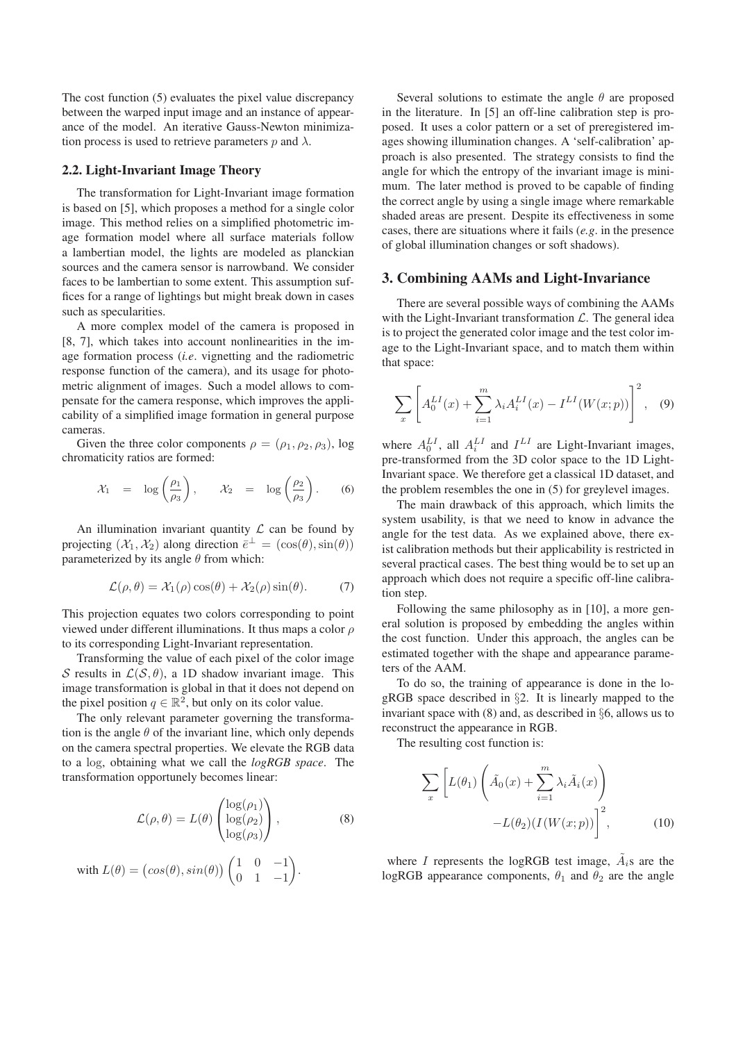The cost function (5) evaluates the pixel value discrepancy between the warped input image and an instance of appearance of the model. An iterative Gauss-Newton minimization process is used to retrieve parameters $p$ and $\lambda$.

### 2.2. Light-Invariant Image Theory

The transformation for Light-Invariant image formation is based on [5], which proposes a method for a single color image. This method relies on a simplified photometric image formation model where all surface materials follow a lambertian model, the lights are modeled as planckian sources and the camera sensor is narrowband. We consider faces to be lambertian to some extent. This assumption suffices for a range of lightings but might break down in cases such as specularities.

A more complex model of the camera is proposed in [8, 7], which takes into account nonlinearities in the image formation process (*i.e.* vignetting and the radiometric response function of the camera), and its usage for photometric alignment of images. Such a model allows to compensate for the camera response, which improves the applicability of a simplified image formation in general purpose cameras.

Given the three color components $\rho = (\rho_1, \rho_2, \rho_3)$, log chromaticity ratios are formed:

$$\mathcal{X}_1 = \log\left(\frac{\rho_1}{\rho_3}\right), \qquad \mathcal{X}_2 = \log\left(\frac{\rho_2}{\rho_3}\right). \tag{6}$$

An illumination invariant quantity $\mathcal{L}$ can be found by projecting $(\mathcal{X}_1, \mathcal{X}_2)$ along direction $\bar{e}^{\perp} = (\cos(\theta), \sin(\theta))$ parameterized by its angle $\theta$ from which:

$$\mathcal{L}(\rho, \theta) = \mathcal{X}_1(\rho)\cos(\theta) + \mathcal{X}_2(\rho)\sin(\theta). \tag{7}$$

This projection equates two colors corresponding to point viewed under different illuminations. It thus maps a color $\rho$ to its corresponding Light-Invariant representation.

Transforming the value of each pixel of the color image $\mathcal{S}$ results in $\mathcal{L}(\mathcal{S}, \theta)$, a 1D shadow invariant image. This image transformation is global in that it does not depend on the pixel position $q \in \mathbb{R}^2$, but only on its color value.

The only relevant parameter governing the transformation is the angle $\theta$ of the invariant line, which only depends on the camera spectral properties. We elevate the RGB data to a log, obtaining what we call the *logRGB space*. The transformation opportunely becomes linear:

$$\mathcal{L}(\rho, \theta) = L(\theta)\begin{pmatrix}\log(\rho_1)\\ \log(\rho_2)\\ \log(\rho_3)\end{pmatrix}, \tag{8}$$

with $L(\theta) = \begin{pmatrix}cos(\theta), sin(\theta)\end{pmatrix}\begin{pmatrix}1 & 0 & -1\\ 0 & 1 & -1\end{pmatrix}$.

Several solutions to estimate the angle $\theta$ are proposed in the literature. In [5] an off-line calibration step is proposed. It uses a color pattern or a set of preregistered images showing illumination changes. A 'self-calibration' approach is also presented. The strategy consists to find the angle for which the entropy of the invariant image is minimum. The later method is proved to be capable of finding the correct angle by using a single image where remarkable shaded areas are present. Despite its effectiveness in some cases, there are situations where it fails (*e.g.* in the presence of global illumination changes or soft shadows).

## 3. Combining AAMs and Light-Invariance

There are several possible ways of combining the AAMs with the Light-Invariant transformation $\mathcal{L}$. The general idea is to project the generated color image and the test color image to the Light-Invariant space, and to match them within that space:

$$\sum_x \left[A_0^{LI}(x) + \sum_{i=1}^{m}\lambda_i A_i^{LI}(x) - I^{LI}(W(x;p))\right]^2, \tag{9}$$

where $A_0^{LI}$, all $A_i^{LI}$ and $I^{LI}$ are Light-Invariant images, pre-transformed from the 3D color space to the 1D Light-Invariant space. We therefore get a classical 1D dataset, and the problem resembles the one in (5) for greylevel images.

The main drawback of this approach, which limits the system usability, is that we need to know in advance the angle for the test data. As we explained above, there exist calibration methods but their applicability is restricted in several practical cases. The best thing would be to set up an approach which does not require a specific off-line calibration step.

Following the same philosophy as in [10], a more general solution is proposed by embedding the angles within the cost function. Under this approach, the angles can be estimated together with the shape and appearance parameters of the AAM.

To do so, the training of appearance is done in the logRGB space described in §2. It is linearly mapped to the invariant space with (8) and, as described in §6, allows us to reconstruct the appearance in RGB.

The resulting cost function is:

$$\sum_x \left[L(\theta_1)\left(\tilde{A}_0(x) + \sum_{i=1}^{m}\lambda_i \tilde{A}_i(x)\right) - L(\theta_2)(I(W(x;p))\right]^2, \tag{10}$$

where $I$ represents the logRGB test image, $\tilde{A}_i$s are the logRGB appearance components, $\theta_1$ and $\theta_2$ are the angle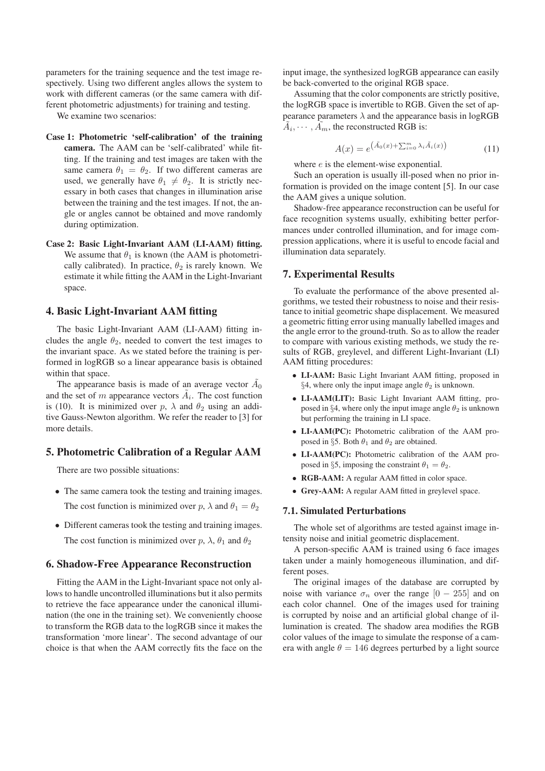parameters for the training sequence and the test image respectively. Using two different angles allows the system to work with different cameras (or the same camera with different photometric adjustments) for training and testing.

We examine two scenarios:

**Case 1: Photometric 'self-calibration' of the training camera.** The AAM can be 'self-calibrated' while fitting. If the training and test images are taken with the same camera $\theta_1 = \theta_2$. If two different cameras are used, we generally have $\theta_1 \neq \theta_2$. It is strictly necessary in both cases that changes in illumination arise between the training and the test images. If not, the angle or angles cannot be obtained and move randomly during optimization.

**Case 2: Basic Light-Invariant AAM (LI-AAM) fitting.** We assume that $\theta_1$ is known (the AAM is photometrically calibrated). In practice, $\theta_2$ is rarely known. We estimate it while fitting the AAM in the Light-Invariant space.

## 4. Basic Light-Invariant AAM fitting

The basic Light-Invariant AAM (LI-AAM) fitting includes the angle $\theta_2$, needed to convert the test images to the invariant space. As we stated before the training is performed in logRGB so a linear appearance basis is obtained within that space.

The appearance basis is made of an average vector $\tilde{A}_0$ and the set of $m$ appearance vectors $\tilde{A}_i$. The cost function is (10). It is minimized over $p$, $\lambda$ and $\theta_2$ using an additive Gauss-Newton algorithm. We refer the reader to [3] for more details.

## 5. Photometric Calibration of a Regular AAM

There are two possible situations:

- The same camera took the testing and training images. The cost function is minimized over $p$, $\lambda$ and $\theta_1 = \theta_2$
- Different cameras took the testing and training images. The cost function is minimized over $p$, $\lambda$, $\theta_1$ and $\theta_2$

## 6. Shadow-Free Appearance Reconstruction

Fitting the AAM in the Light-Invariant space not only allows to handle uncontrolled illuminations but it also permits to retrieve the face appearance under the canonical illumination (the one in the training set). We conveniently choose to transform the RGB data to the logRGB since it makes the transformation 'more linear'. The second advantage of our choice is that when the AAM correctly fits the face on the input image, the synthesized logRGB appearance can easily be back-converted to the original RGB space.

Assuming that the color components are strictly positive, the logRGB space is invertible to RGB. Given the set of appearance parameters $\lambda$ and the appearance basis in logRGB $\tilde{A}_i, \cdots, \tilde{A}_m$, the reconstructed RGB is:

$$A(x) = e^{\left(\tilde{A}_0(x) + \sum_{i=0}^{m} \lambda_i \tilde{A}_i(x)\right)} \tag{11}$$

where $e$ is the element-wise exponential.

Such an operation is usually ill-posed when no prior information is provided on the image content [5]. In our case the AAM gives a unique solution.

Shadow-free appearance reconstruction can be useful for face recognition systems usually, exhibiting better performances under controlled illumination, and for image compression applications, where it is useful to encode facial and illumination data separately.

## 7. Experimental Results

To evaluate the performance of the above presented algorithms, we tested their robustness to noise and their resistance to initial geometric shape displacement. We measured a geometric fitting error using manually labelled images and the angle error to the ground-truth. So as to allow the reader to compare with various existing methods, we study the results of RGB, greylevel, and different Light-Invariant (LI) AAM fitting procedures:

- **LI-AAM:** Basic Light Invariant AAM fitting, proposed in §4, where only the input image angle $\theta_2$ is unknown.
- **LI-AAM(LIT):** Basic Light Invariant AAM fitting, proposed in §4, where only the input image angle $\theta_2$ is unknown but performing the training in LI space.
- **LI-AAM(PC):** Photometric calibration of the AAM proposed in §5. Both $\theta_1$ and $\theta_2$ are obtained.
- **LI-AAM(PC):** Photometric calibration of the AAM proposed in §5, imposing the constraint $\theta_1 = \theta_2$.
- **RGB-AAM:** A regular AAM fitted in color space.
- **Grey-AAM:** A regular AAM fitted in greylevel space.

### 7.1. Simulated Perturbations

The whole set of algorithms are tested against image intensity noise and initial geometric displacement.

A person-specific AAM is trained using 6 face images taken under a mainly homogeneous illumination, and different poses.

The original images of the database are corrupted by noise with variance $\sigma_n$ over the range $[0 - 255]$ and on each color channel. One of the images used for training is corrupted by noise and an artificial global change of illumination is created. The shadow area modifies the RGB color values of the image to simulate the response of a camera with angle $\theta = 146$ degrees perturbed by a light source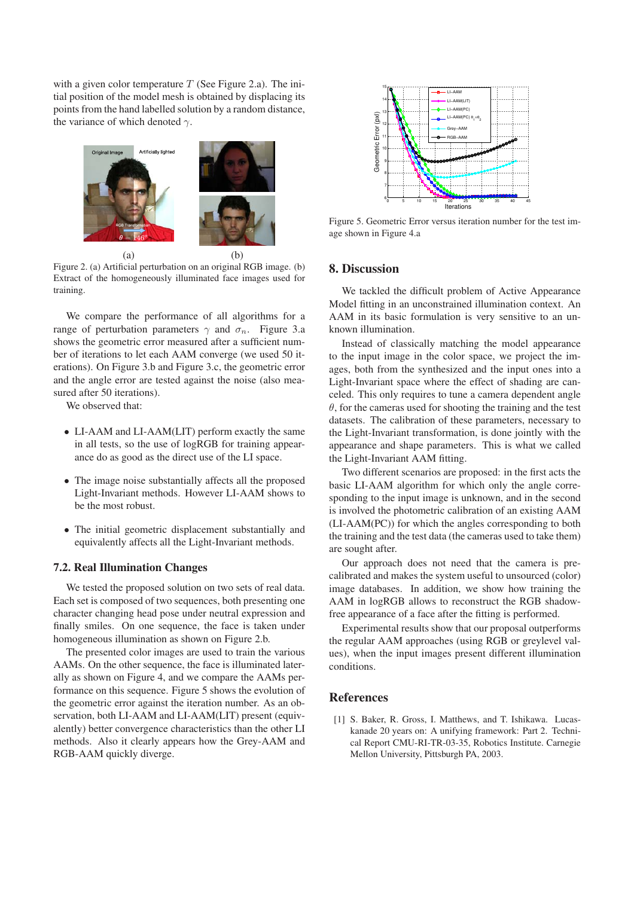with a given color temperature $T$ (See Figure 2.a). The initial position of the model mesh is obtained by displacing its points from the hand labelled solution by a random distance, the variance of which denoted $\gamma$.

Figure 2. (a) Artificial perturbation on an original RGB image. (b) Extract of the homogeneously illuminated face images used for training.

We compare the performance of all algorithms for a range of perturbation parameters $\gamma$ and $\sigma_n$. Figure 3.a shows the geometric error measured after a sufficient number of iterations to let each AAM converge (we used 50 iterations). On Figure 3.b and Figure 3.c, the geometric error and the angle error are tested against the noise (also measured after 50 iterations).

We observed that:

- LI-AAM and LI-AAM(LIT) perform exactly the same in all tests, so the use of logRGB for training appearance do as good as the direct use of the LI space.
- The image noise substantially affects all the proposed Light-Invariant methods. However LI-AAM shows to be the most robust.
- The initial geometric displacement substantially and equivalently affects all the Light-Invariant methods.

### 7.2. Real Illumination Changes

We tested the proposed solution on two sets of real data. Each set is composed of two sequences, both presenting one character changing head pose under neutral expression and finally smiles. On one sequence, the face is taken under homogeneous illumination as shown on Figure 2.b.

The presented color images are used to train the various AAMs. On the other sequence, the face is illuminated laterally as shown on Figure 4, and we compare the AAMs performance on this sequence. Figure 5 shows the evolution of the geometric error against the iteration number. As an observation, both LI-AAM and LI-AAM(LIT) present (equivalently) better convergence characteristics than the other LI methods. Also it clearly appears how the Grey-AAM and RGB-AAM quickly diverge.

Figure 5. Geometric Error versus iteration number for the test image shown in Figure 4.a

## 8. Discussion

We tackled the difficult problem of Active Appearance Model fitting in an unconstrained illumination context. An AAM in its basic formulation is very sensitive to an unknown illumination.

Instead of classically matching the model appearance to the input image in the color space, we project the images, both from the synthesized and the input ones into a Light-Invariant space where the effect of shading are canceled. This only requires to tune a camera dependent angle $\theta$, for the cameras used for shooting the training and the test datasets. The calibration of these parameters, necessary to the Light-Invariant transformation, is done jointly with the appearance and shape parameters. This is what we called the Light-Invariant AAM fitting.

Two different scenarios are proposed: in the first acts the basic LI-AAM algorithm for which only the angle corresponding to the input image is unknown, and in the second is involved the photometric calibration of an existing AAM (LI-AAM(PC)) for which the angles corresponding to both the training and the test data (the cameras used to take them) are sought after.

Our approach does not need that the camera is pre-calibrated and makes the system useful to unsourced (color) image databases. In addition, we show how training the AAM in logRGB allows to reconstruct the RGB shadow-free appearance of a face after the fitting is performed.

Experimental results show that our proposal outperforms the regular AAM approaches (using RGB or greylevel values), when the input images present different illumination conditions.

## References

[1] S. Baker, R. Gross, I. Matthews, and T. Ishikawa. Lucas-kanade 20 years on: A unifying framework: Part 2. Technical Report CMU-RI-TR-03-35, Robotics Institute. Carnegie Mellon University, Pittsburgh PA, 2003.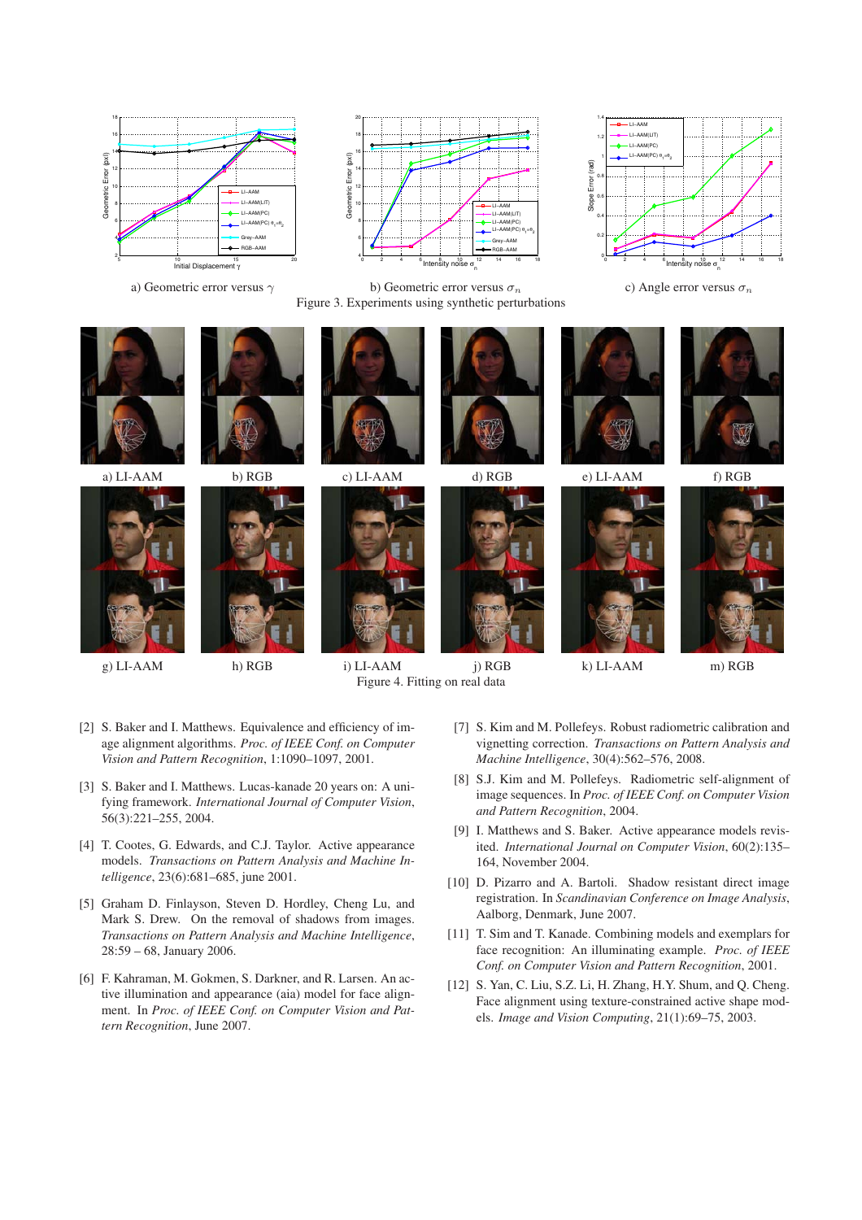18
16
14
12
10
8
6
4
2

Geometric Error (pxl)

5 10 15 20

Initial Displacement γ

LI-AAM
LI-AAM(LIT)
LI-AAM(PC)
LI-AAM(PC) $\theta_1=\theta_2$
Grey-AAM
RGB-AAM

20
18
16
14
12
10
8
6
4

Geometric Error (pxl)

0 2 4 6 8 10 12 14 16 18

Intensity noise $\sigma_n$

LI-AAM
LI-AAM(LIT)
LI-AAM(PC)
LI-AAM(PC) $\theta_1=\theta_2$
Grey-AAM
RGB-AAM

1.4
1.2
1
0.8
0.6
0.4
0.2
0

Slope Error (rad)

0 2 4 6 8 10 12 14 16 18

Intensity noise $\sigma_n$

LI-AAM
LI-AAM(LIT)
LI-AAM(PC)
LI-AAM(PC) $\theta_1=\theta_2$

a) Geometric error versus $\gamma$ b) Geometric error versus $\sigma_n$ c) Angle error versus $\sigma_n$

Figure 3. Experiments using synthetic perturbations

a) LI-AAM b) RGB c) LI-AAM d) RGB e) LI-AAM f) RGB

g) LI-AAM h) RGB i) LI-AAM j) RGB k) LI-AAM m) RGB

Figure 4. Fitting on real data

[2] S. Baker and I. Matthews. Equivalence and efficiency of image alignment algorithms. *Proc. of IEEE Conf. on Computer Vision and Pattern Recognition*, 1:1090–1097, 2001.

[3] S. Baker and I. Matthews. Lucas-kanade 20 years on: A unifying framework. *International Journal of Computer Vision*, 56(3):221–255, 2004.

[4] T. Cootes, G. Edwards, and C.J. Taylor. Active appearance models. *Transactions on Pattern Analysis and Machine Intelligence*, 23(6):681–685, june 2001.

[5] Graham D. Finlayson, Steven D. Hordley, Cheng Lu, and Mark S. Drew. On the removal of shadows from images. *Transactions on Pattern Analysis and Machine Intelligence*, 28:59 – 68, January 2006.

[6] F. Kahraman, M. Gokmen, S. Darkner, and R. Larsen. An active illumination and appearance (aia) model for face alignment. In *Proc. of IEEE Conf. on Computer Vision and Pattern Recognition*, June 2007.

[7] S. Kim and M. Pollefeys. Robust radiometric calibration and vignetting correction. *Transactions on Pattern Analysis and Machine Intelligence*, 30(4):562–576, 2008.

[8] S.J. Kim and M. Pollefeys. Radiometric self-alignment of image sequences. In *Proc. of IEEE Conf. on Computer Vision and Pattern Recognition*, 2004.

[9] I. Matthews and S. Baker. Active appearance models revisited. *International Journal on Computer Vision*, 60(2):135–164, November 2004.

[10] D. Pizarro and A. Bartoli. Shadow resistant direct image registration. In *Scandinavian Conference on Image Analysis*, Aalborg, Denmark, June 2007.

[11] T. Sim and T. Kanade. Combining models and exemplars for face recognition: An illuminating example. *Proc. of IEEE Conf. on Computer Vision and Pattern Recognition*, 2001.

[12] S. Yan, C. Liu, S.Z. Li, H. Zhang, H.Y. Shum, and Q. Cheng. Face alignment using texture-constrained active shape models. *Image and Vision Computing*, 21(1):69–75, 2003.